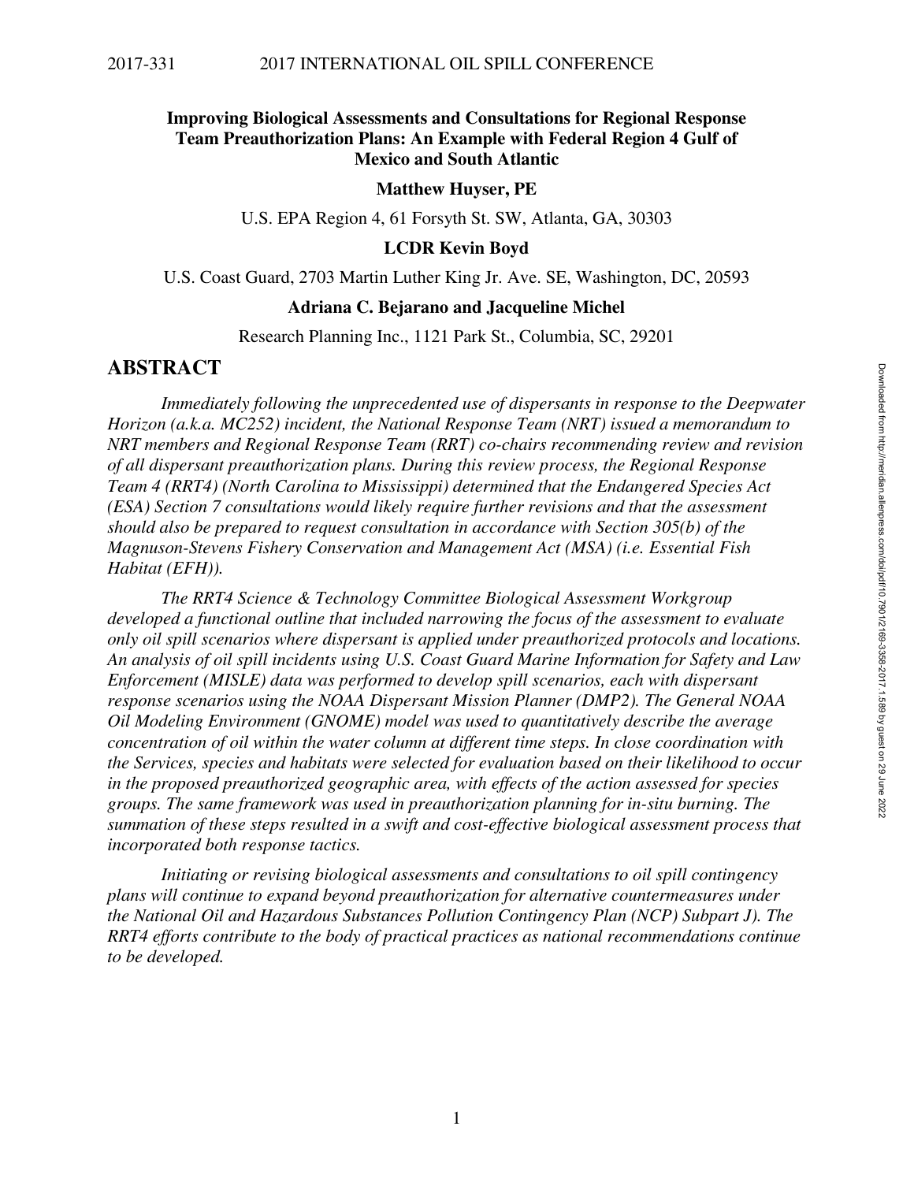# Improving Biological Assessments and Consultations for Regional Response Team Preauthorization Plans: An Example with Federal Region 4 Gulf of Mexico and South Atlantic

**Matthew Huyser, PE**

U.S. EPA Region 4, 61 Forsyth St. SW, Atlanta, GA, 30303

**LCDR Kevin Boyd**

U.S. Coast Guard, 2703 Martin Luther King Jr. Ave. SE, Washington, DC, 20593

**Adriana C. Bejarano and Jacqueline Michel**

Research Planning Inc., 1121 Park St., Columbia, SC, 29201

## ABSTRACT

*Immediately following the unprecedented use of dispersants in response to the Deepwater Horizon (a.k.a. MC252) incident, the National Response Team (NRT) issued a memorandum to NRT members and Regional Response Team (RRT) co-chairs recommending review and revision of all dispersant preauthorization plans. During this review process, the Regional Response Team 4 (RRT4) (North Carolina to Mississippi) determined that the Endangered Species Act (ESA) Section 7 consultations would likely require further revisions and that the assessment should also be prepared to request consultation in accordance with Section 305(b) of the Magnuson-Stevens Fishery Conservation and Management Act (MSA) (i.e. Essential Fish Habitat (EFH)).*

*The RRT4 Science & Technology Committee Biological Assessment Workgroup developed a functional outline that included narrowing the focus of the assessment to evaluate only oil spill scenarios where dispersant is applied under preauthorized protocols and locations. An analysis of oil spill incidents using U.S. Coast Guard Marine Information for Safety and Law Enforcement (MISLE) data was performed to develop spill scenarios, each with dispersant response scenarios using the NOAA Dispersant Mission Planner (DMP2). The General NOAA Oil Modeling Environment (GNOME) model was used to quantitatively describe the average concentration of oil within the water column at different time steps. In close coordination with the Services, species and habitats were selected for evaluation based on their likelihood to occur in the proposed preauthorized geographic area, with effects of the action assessed for species groups. The same framework was used in preauthorization planning for in-situ burning. The summation of these steps resulted in a swift and cost-effective biological assessment process that incorporated both response tactics.*

*Initiating or revising biological assessments and consultations to oil spill contingency plans will continue to expand beyond preauthorization for alternative countermeasures under the National Oil and Hazardous Substances Pollution Contingency Plan (NCP) Subpart J). The RRT4 efforts contribute to the body of practical practices as national recommendations continue to be developed.*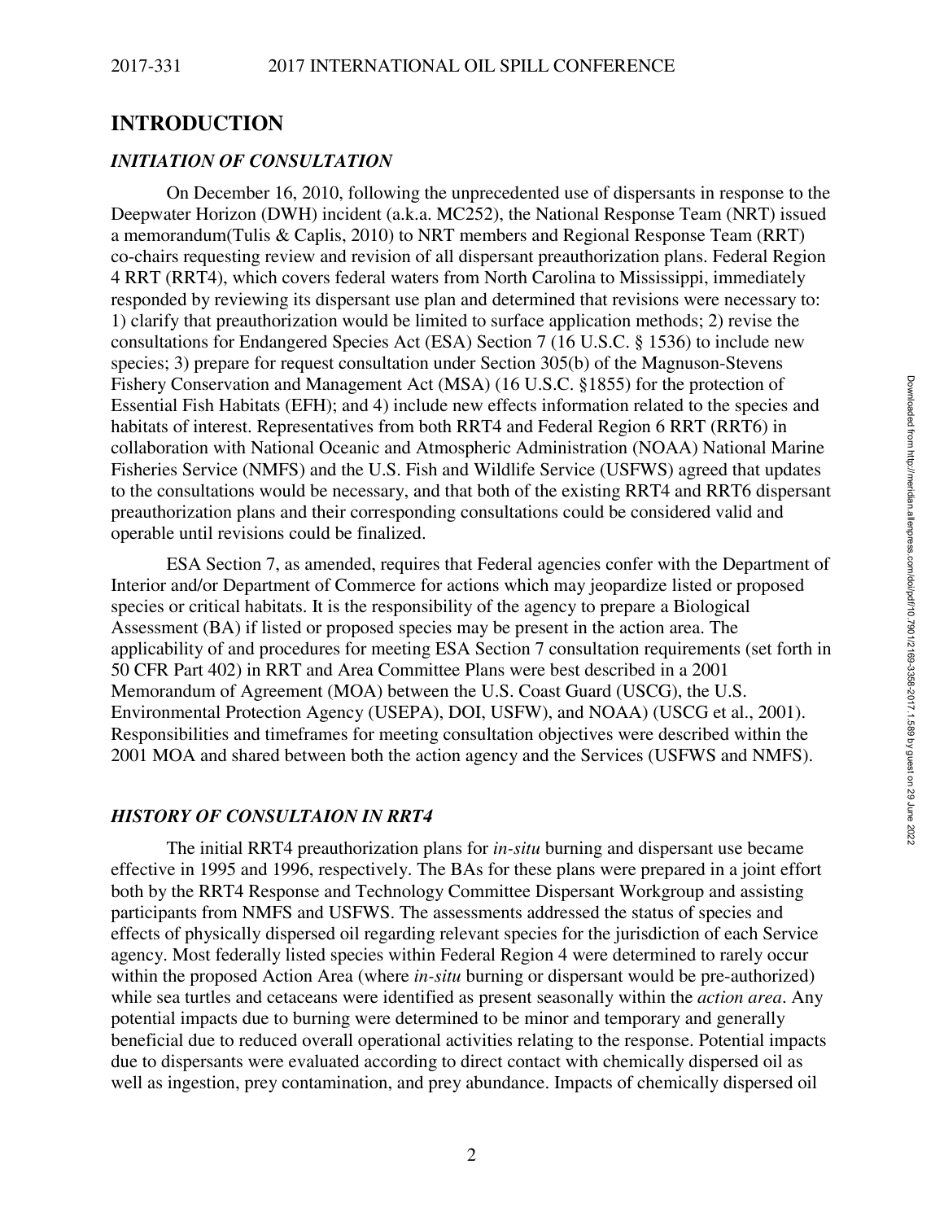## INTRODUCTION

### *INITIATION OF CONSULTATION*

On December 16, 2010, following the unprecedented use of dispersants in response to the Deepwater Horizon (DWH) incident (a.k.a. MC252), the National Response Team (NRT) issued a memorandum(Tulis & Caplis, 2010) to NRT members and Regional Response Team (RRT) co-chairs requesting review and revision of all dispersant preauthorization plans. Federal Region 4 RRT (RRT4), which covers federal waters from North Carolina to Mississippi, immediately responded by reviewing its dispersant use plan and determined that revisions were necessary to: 1) clarify that preauthorization would be limited to surface application methods; 2) revise the consultations for Endangered Species Act (ESA) Section 7 (16 U.S.C. § 1536) to include new species; 3) prepare for request consultation under Section 305(b) of the Magnuson-Stevens Fishery Conservation and Management Act (MSA) (16 U.S.C. §1855) for the protection of Essential Fish Habitats (EFH); and 4) include new effects information related to the species and habitats of interest. Representatives from both RRT4 and Federal Region 6 RRT (RRT6) in collaboration with National Oceanic and Atmospheric Administration (NOAA) National Marine Fisheries Service (NMFS) and the U.S. Fish and Wildlife Service (USFWS) agreed that updates to the consultations would be necessary, and that both of the existing RRT4 and RRT6 dispersant preauthorization plans and their corresponding consultations could be considered valid and operable until revisions could be finalized.

ESA Section 7, as amended, requires that Federal agencies confer with the Department of Interior and/or Department of Commerce for actions which may jeopardize listed or proposed species or critical habitats. It is the responsibility of the agency to prepare a Biological Assessment (BA) if listed or proposed species may be present in the action area. The applicability of and procedures for meeting ESA Section 7 consultation requirements (set forth in 50 CFR Part 402) in RRT and Area Committee Plans were best described in a 2001 Memorandum of Agreement (MOA) between the U.S. Coast Guard (USCG), the U.S. Environmental Protection Agency (USEPA), DOI, USFW), and NOAA) (USCG et al., 2001). Responsibilities and timeframes for meeting consultation objectives were described within the 2001 MOA and shared between both the action agency and the Services (USFWS and NMFS).

### *HISTORY OF CONSULTAION IN RRT4*

The initial RRT4 preauthorization plans for *in-situ* burning and dispersant use became effective in 1995 and 1996, respectively. The BAs for these plans were prepared in a joint effort both by the RRT4 Response and Technology Committee Dispersant Workgroup and assisting participants from NMFS and USFWS. The assessments addressed the status of species and effects of physically dispersed oil regarding relevant species for the jurisdiction of each Service agency. Most federally listed species within Federal Region 4 were determined to rarely occur within the proposed Action Area (where *in-situ* burning or dispersant would be pre-authorized) while sea turtles and cetaceans were identified as present seasonally within the *action area*. Any potential impacts due to burning were determined to be minor and temporary and generally beneficial due to reduced overall operational activities relating to the response. Potential impacts due to dispersants were evaluated according to direct contact with chemically dispersed oil as well as ingestion, prey contamination, and prey abundance. Impacts of chemically dispersed oil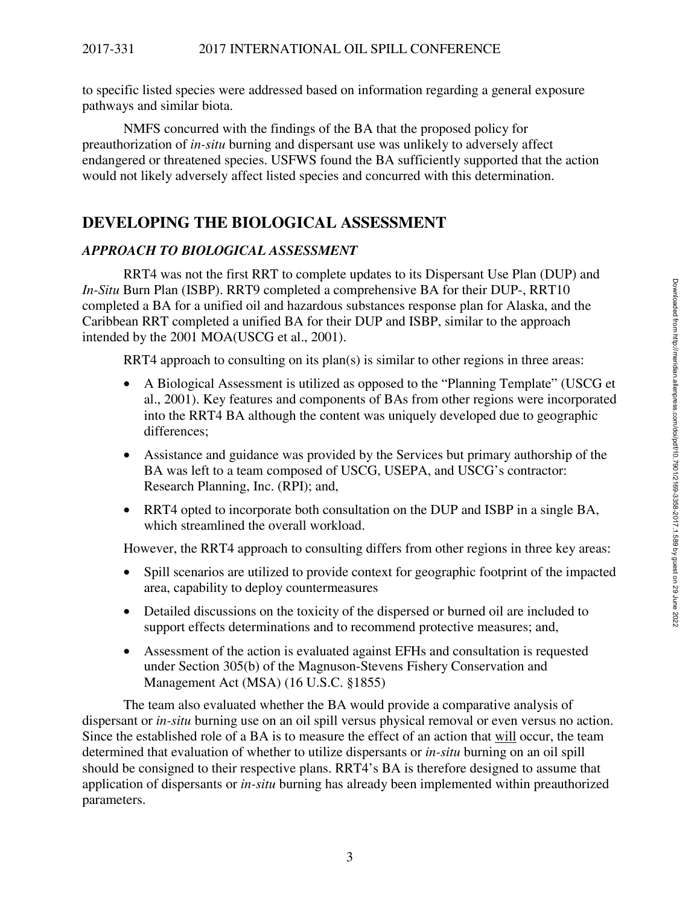to specific listed species were addressed based on information regarding a general exposure pathways and similar biota.

NMFS concurred with the findings of the BA that the proposed policy for preauthorization of *in-situ* burning and dispersant use was unlikely to adversely affect endangered or threatened species. USFWS found the BA sufficiently supported that the action would not likely adversely affect listed species and concurred with this determination.

## DEVELOPING THE BIOLOGICAL ASSESSMENT

### *APPROACH TO BIOLOGICAL ASSESSMENT*

RRT4 was not the first RRT to complete updates to its Dispersant Use Plan (DUP) and *In-Situ* Burn Plan (ISBP). RRT9 completed a comprehensive BA for their DUP-, RRT10 completed a BA for a unified oil and hazardous substances response plan for Alaska, and the Caribbean RRT completed a unified BA for their DUP and ISBP, similar to the approach intended by the 2001 MOA(USCG et al., 2001).

RRT4 approach to consulting on its plan(s) is similar to other regions in three areas:

- A Biological Assessment is utilized as opposed to the "Planning Template" (USCG et al., 2001). Key features and components of BAs from other regions were incorporated into the RRT4 BA although the content was uniquely developed due to geographic differences;
- Assistance and guidance was provided by the Services but primary authorship of the BA was left to a team composed of USCG, USEPA, and USCG's contractor: Research Planning, Inc. (RPI); and,
- RRT4 opted to incorporate both consultation on the DUP and ISBP in a single BA, which streamlined the overall workload.

However, the RRT4 approach to consulting differs from other regions in three key areas:

- Spill scenarios are utilized to provide context for geographic footprint of the impacted area, capability to deploy countermeasures
- Detailed discussions on the toxicity of the dispersed or burned oil are included to support effects determinations and to recommend protective measures; and,
- Assessment of the action is evaluated against EFHs and consultation is requested under Section 305(b) of the Magnuson-Stevens Fishery Conservation and Management Act (MSA) (16 U.S.C. §1855)

The team also evaluated whether the BA would provide a comparative analysis of dispersant or *in-situ* burning use on an oil spill versus physical removal or even versus no action. Since the established role of a BA is to measure the effect of an action that will occur, the team determined that evaluation of whether to utilize dispersants or *in-situ* burning on an oil spill should be consigned to their respective plans. RRT4's BA is therefore designed to assume that application of dispersants or *in-situ* burning has already been implemented within preauthorized parameters.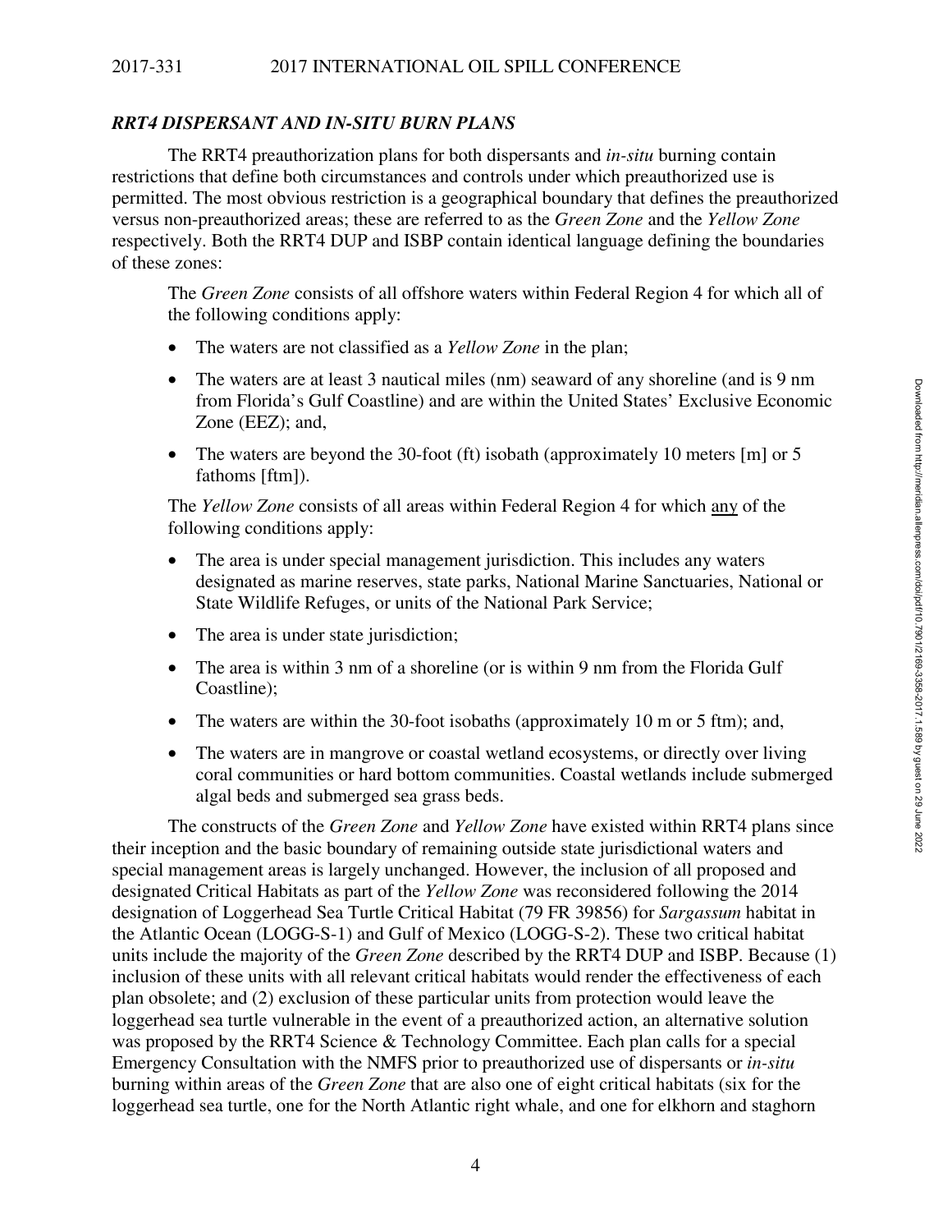### *RRT4 DISPERSANT AND IN-SITU BURN PLANS*

The RRT4 preauthorization plans for both dispersants and *in-situ* burning contain restrictions that define both circumstances and controls under which preauthorized use is permitted. The most obvious restriction is a geographical boundary that defines the preauthorized versus non-preauthorized areas; these are referred to as the *Green Zone* and the *Yellow Zone* respectively. Both the RRT4 DUP and ISBP contain identical language defining the boundaries of these zones:

> The *Green Zone* consists of all offshore waters within Federal Region 4 for which all of the following conditions apply:
>
> - The waters are not classified as a *Yellow Zone* in the plan;
> - The waters are at least 3 nautical miles (nm) seaward of any shoreline (and is 9 nm from Florida's Gulf Coastline) and are within the United States' Exclusive Economic Zone (EEZ); and,
> - The waters are beyond the 30-foot (ft) isobath (approximately 10 meters [m] or 5 fathoms [ftm]).
>
> The *Yellow Zone* consists of all areas within Federal Region 4 for which any of the following conditions apply:
>
> - The area is under special management jurisdiction. This includes any waters designated as marine reserves, state parks, National Marine Sanctuaries, National or State Wildlife Refuges, or units of the National Park Service;
> - The area is under state jurisdiction;
> - The area is within 3 nm of a shoreline (or is within 9 nm from the Florida Gulf Coastline);
> - The waters are within the 30-foot isobaths (approximately 10 m or 5 ftm); and,
> - The waters are in mangrove or coastal wetland ecosystems, or directly over living coral communities or hard bottom communities. Coastal wetlands include submerged algal beds and submerged sea grass beds.

The constructs of the *Green Zone* and *Yellow Zone* have existed within RRT4 plans since their inception and the basic boundary of remaining outside state jurisdictional waters and special management areas is largely unchanged. However, the inclusion of all proposed and designated Critical Habitats as part of the *Yellow Zone* was reconsidered following the 2014 designation of Loggerhead Sea Turtle Critical Habitat (79 FR 39856) for *Sargassum* habitat in the Atlantic Ocean (LOGG-S-1) and Gulf of Mexico (LOGG-S-2). These two critical habitat units include the majority of the *Green Zone* described by the RRT4 DUP and ISBP. Because (1) inclusion of these units with all relevant critical habitats would render the effectiveness of each plan obsolete; and (2) exclusion of these particular units from protection would leave the loggerhead sea turtle vulnerable in the event of a preauthorized action, an alternative solution was proposed by the RRT4 Science & Technology Committee. Each plan calls for a special Emergency Consultation with the NMFS prior to preauthorized use of dispersants or *in-situ* burning within areas of the *Green Zone* that are also one of eight critical habitats (six for the loggerhead sea turtle, one for the North Atlantic right whale, and one for elkhorn and staghorn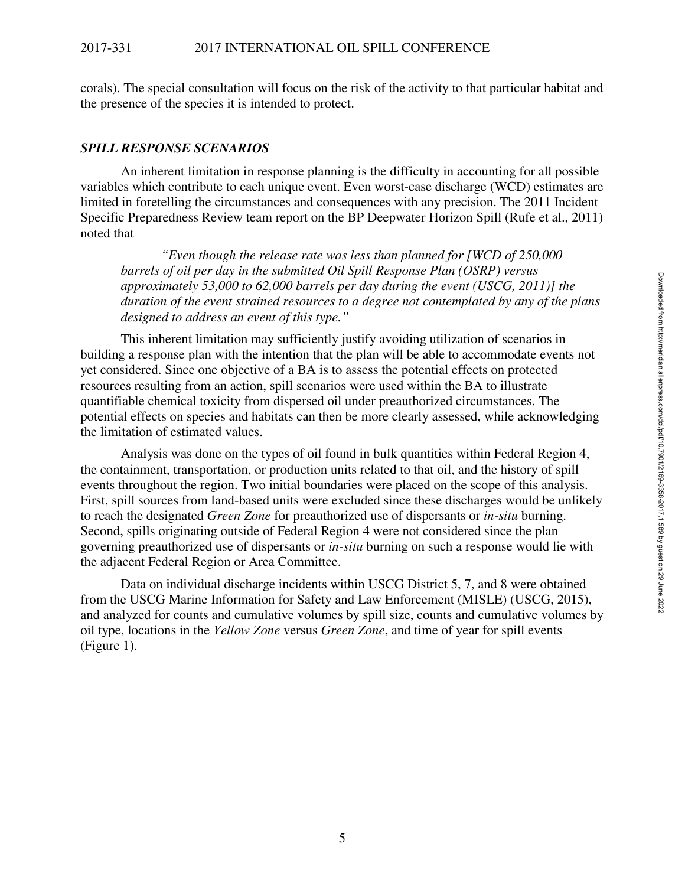corals). The special consultation will focus on the risk of the activity to that particular habitat and the presence of the species it is intended to protect.

## *SPILL RESPONSE SCENARIOS*

An inherent limitation in response planning is the difficulty in accounting for all possible variables which contribute to each unique event. Even worst-case discharge (WCD) estimates are limited in foretelling the circumstances and consequences with any precision. The 2011 Incident Specific Preparedness Review team report on the BP Deepwater Horizon Spill (Rufe et al., 2011) noted that

> *"Even though the release rate was less than planned for [WCD of 250,000 barrels of oil per day in the submitted Oil Spill Response Plan (OSRP) versus approximately 53,000 to 62,000 barrels per day during the event (USCG, 2011)] the duration of the event strained resources to a degree not contemplated by any of the plans designed to address an event of this type."*

This inherent limitation may sufficiently justify avoiding utilization of scenarios in building a response plan with the intention that the plan will be able to accommodate events not yet considered. Since one objective of a BA is to assess the potential effects on protected resources resulting from an action, spill scenarios were used within the BA to illustrate quantifiable chemical toxicity from dispersed oil under preauthorized circumstances. The potential effects on species and habitats can then be more clearly assessed, while acknowledging the limitation of estimated values.

Analysis was done on the types of oil found in bulk quantities within Federal Region 4, the containment, transportation, or production units related to that oil, and the history of spill events throughout the region. Two initial boundaries were placed on the scope of this analysis. First, spill sources from land-based units were excluded since these discharges would be unlikely to reach the designated *Green Zone* for preauthorized use of dispersants or *in-situ* burning. Second, spills originating outside of Federal Region 4 were not considered since the plan governing preauthorized use of dispersants or *in-situ* burning on such a response would lie with the adjacent Federal Region or Area Committee.

Data on individual discharge incidents within USCG District 5, 7, and 8 were obtained from the USCG Marine Information for Safety and Law Enforcement (MISLE) (USCG, 2015), and analyzed for counts and cumulative volumes by spill size, counts and cumulative volumes by oil type, locations in the *Yellow Zone* versus *Green Zone*, and time of year for spill events (Figure 1).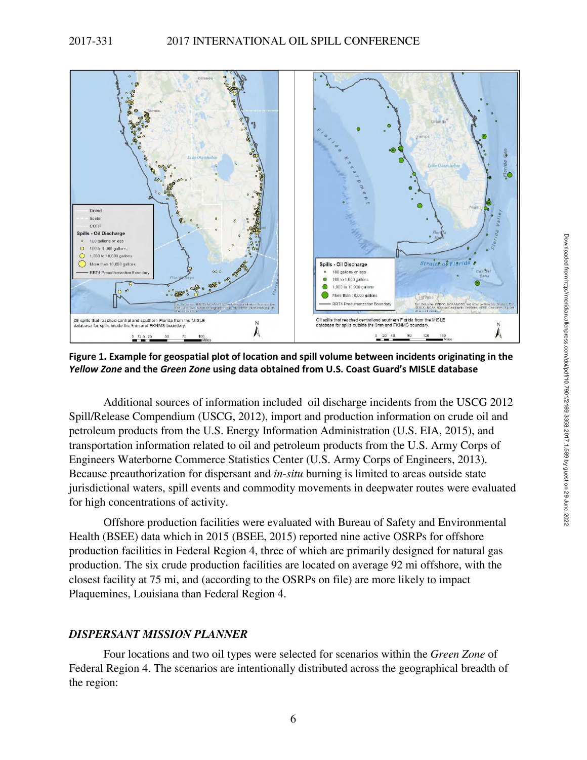**Figure 1. Example for geospatial plot of location and spill volume between incidents originating in the *Yellow Zone* and the *Green Zone* using data obtained from U.S. Coast Guard's MISLE database**

Additional sources of information included oil discharge incidents from the USCG 2012 Spill/Release Compendium (USCG, 2012), import and production information on crude oil and petroleum products from the U.S. Energy Information Administration (U.S. EIA, 2015), and transportation information related to oil and petroleum products from the U.S. Army Corps of Engineers Waterborne Commerce Statistics Center (U.S. Army Corps of Engineers, 2013). Because preauthorization for dispersant and *in-situ* burning is limited to areas outside state jurisdictional waters, spill events and commodity movements in deepwater routes were evaluated for high concentrations of activity.

Offshore production facilities were evaluated with Bureau of Safety and Environmental Health (BSEE) data which in 2015 (BSEE, 2015) reported nine active OSRPs for offshore production facilities in Federal Region 4, three of which are primarily designed for natural gas production. The six crude production facilities are located on average 92 mi offshore, with the closest facility at 75 mi, and (according to the OSRPs on file) are more likely to impact Plaquemines, Louisiana than Federal Region 4.

## *DISPERSANT MISSION PLANNER*

Four locations and two oil types were selected for scenarios within the *Green Zone* of Federal Region 4. The scenarios are intentionally distributed across the geographical breadth of the region: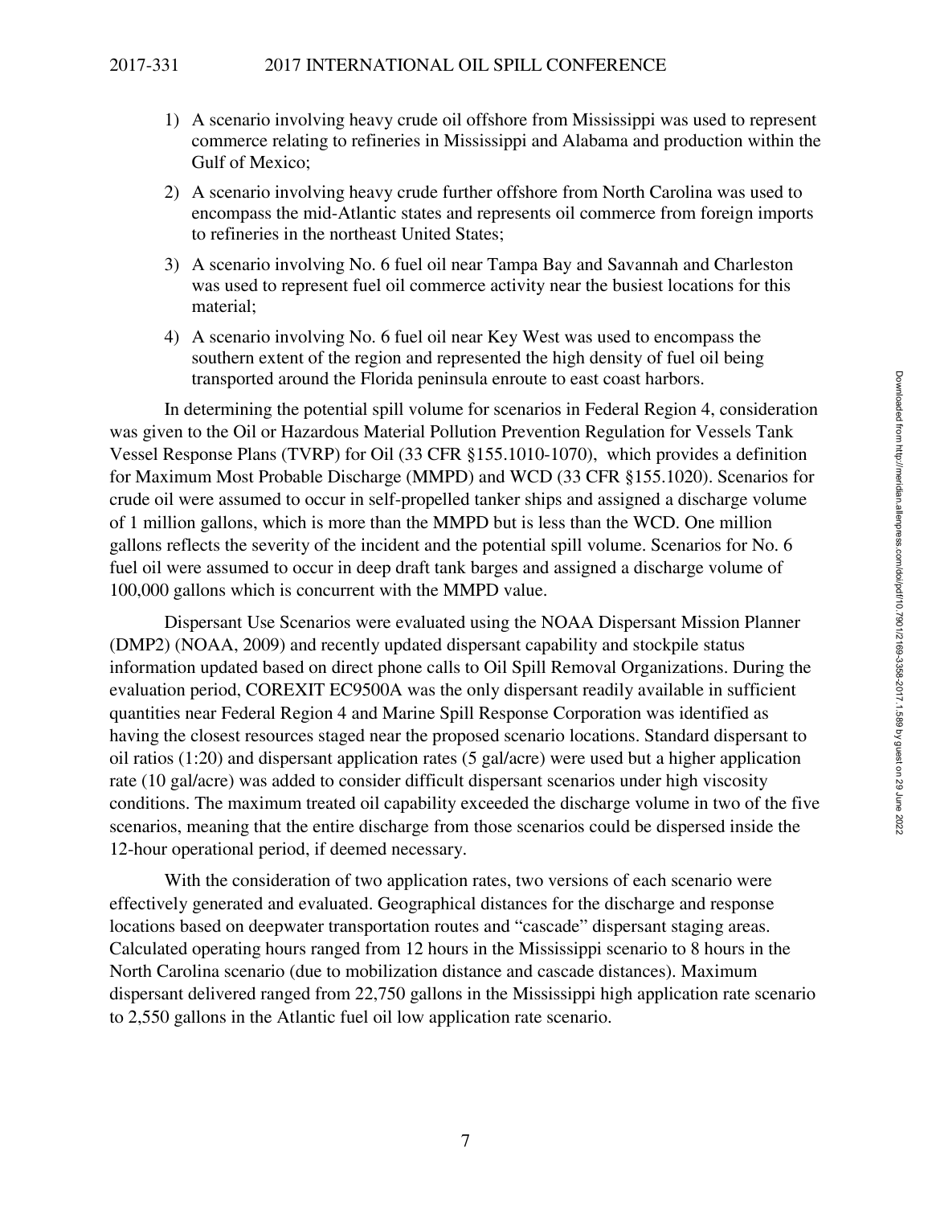1) A scenario involving heavy crude oil offshore from Mississippi was used to represent commerce relating to refineries in Mississippi and Alabama and production within the Gulf of Mexico;

2) A scenario involving heavy crude further offshore from North Carolina was used to encompass the mid-Atlantic states and represents oil commerce from foreign imports to refineries in the northeast United States;

3) A scenario involving No. 6 fuel oil near Tampa Bay and Savannah and Charleston was used to represent fuel oil commerce activity near the busiest locations for this material;

4) A scenario involving No. 6 fuel oil near Key West was used to encompass the southern extent of the region and represented the high density of fuel oil being transported around the Florida peninsula enroute to east coast harbors.

In determining the potential spill volume for scenarios in Federal Region 4, consideration was given to the Oil or Hazardous Material Pollution Prevention Regulation for Vessels Tank Vessel Response Plans (TVRP) for Oil (33 CFR §155.1010-1070), which provides a definition for Maximum Most Probable Discharge (MMPD) and WCD (33 CFR §155.1020). Scenarios for crude oil were assumed to occur in self-propelled tanker ships and assigned a discharge volume of 1 million gallons, which is more than the MMPD but is less than the WCD. One million gallons reflects the severity of the incident and the potential spill volume. Scenarios for No. 6 fuel oil were assumed to occur in deep draft tank barges and assigned a discharge volume of 100,000 gallons which is concurrent with the MMPD value.

Dispersant Use Scenarios were evaluated using the NOAA Dispersant Mission Planner (DMP2) (NOAA, 2009) and recently updated dispersant capability and stockpile status information updated based on direct phone calls to Oil Spill Removal Organizations. During the evaluation period, COREXIT EC9500A was the only dispersant readily available in sufficient quantities near Federal Region 4 and Marine Spill Response Corporation was identified as having the closest resources staged near the proposed scenario locations. Standard dispersant to oil ratios (1:20) and dispersant application rates (5 gal/acre) were used but a higher application rate (10 gal/acre) was added to consider difficult dispersant scenarios under high viscosity conditions. The maximum treated oil capability exceeded the discharge volume in two of the five scenarios, meaning that the entire discharge from those scenarios could be dispersed inside the 12-hour operational period, if deemed necessary.

With the consideration of two application rates, two versions of each scenario were effectively generated and evaluated. Geographical distances for the discharge and response locations based on deepwater transportation routes and "cascade" dispersant staging areas. Calculated operating hours ranged from 12 hours in the Mississippi scenario to 8 hours in the North Carolina scenario (due to mobilization distance and cascade distances). Maximum dispersant delivered ranged from 22,750 gallons in the Mississippi high application rate scenario to 2,550 gallons in the Atlantic fuel oil low application rate scenario.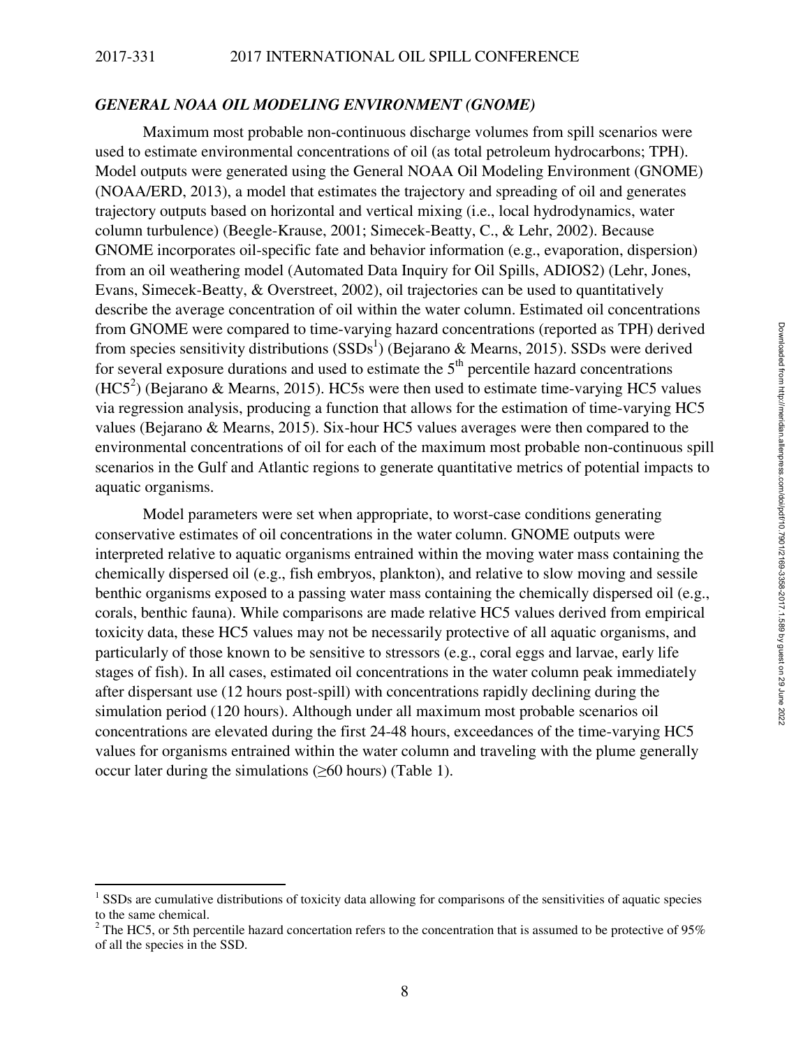### *GENERAL NOAA OIL MODELING ENVIRONMENT (GNOME)*

Maximum most probable non-continuous discharge volumes from spill scenarios were used to estimate environmental concentrations of oil (as total petroleum hydrocarbons; TPH). Model outputs were generated using the General NOAA Oil Modeling Environment (GNOME) (NOAA/ERD, 2013), a model that estimates the trajectory and spreading of oil and generates trajectory outputs based on horizontal and vertical mixing (i.e., local hydrodynamics, water column turbulence) (Beegle-Krause, 2001; Simecek-Beatty, C., & Lehr, 2002). Because GNOME incorporates oil-specific fate and behavior information (e.g., evaporation, dispersion) from an oil weathering model (Automated Data Inquiry for Oil Spills, ADIOS2) (Lehr, Jones, Evans, Simecek-Beatty, & Overstreet, 2002), oil trajectories can be used to quantitatively describe the average concentration of oil within the water column. Estimated oil concentrations from GNOME were compared to time-varying hazard concentrations (reported as TPH) derived from species sensitivity distributions (SSDs[1]) (Bejarano & Mearns, 2015). SSDs were derived for several exposure durations and used to estimate the 5$^{th}$ percentile hazard concentrations (HC5[2]) (Bejarano & Mearns, 2015). HC5s were then used to estimate time-varying HC5 values via regression analysis, producing a function that allows for the estimation of time-varying HC5 values (Bejarano & Mearns, 2015). Six-hour HC5 values averages were then compared to the environmental concentrations of oil for each of the maximum most probable non-continuous spill scenarios in the Gulf and Atlantic regions to generate quantitative metrics of potential impacts to aquatic organisms.

Model parameters were set when appropriate, to worst-case conditions generating conservative estimates of oil concentrations in the water column. GNOME outputs were interpreted relative to aquatic organisms entrained within the moving water mass containing the chemically dispersed oil (e.g., fish embryos, plankton), and relative to slow moving and sessile benthic organisms exposed to a passing water mass containing the chemically dispersed oil (e.g., corals, benthic fauna). While comparisons are made relative HC5 values derived from empirical toxicity data, these HC5 values may not be necessarily protective of all aquatic organisms, and particularly of those known to be sensitive to stressors (e.g., coral eggs and larvae, early life stages of fish). In all cases, estimated oil concentrations in the water column peak immediately after dispersant use (12 hours post-spill) with concentrations rapidly declining during the simulation period (120 hours). Although under all maximum most probable scenarios oil concentrations are elevated during the first 24-48 hours, exceedances of the time-varying HC5 values for organisms entrained within the water column and traveling with the plume generally occur later during the simulations (≥60 hours) (Table 1).

---

[1] SSDs are cumulative distributions of toxicity data allowing for comparisons of the sensitivities of aquatic species to the same chemical.

[2] The HC5, or 5th percentile hazard concertation refers to the concentration that is assumed to be protective of 95% of all the species in the SSD.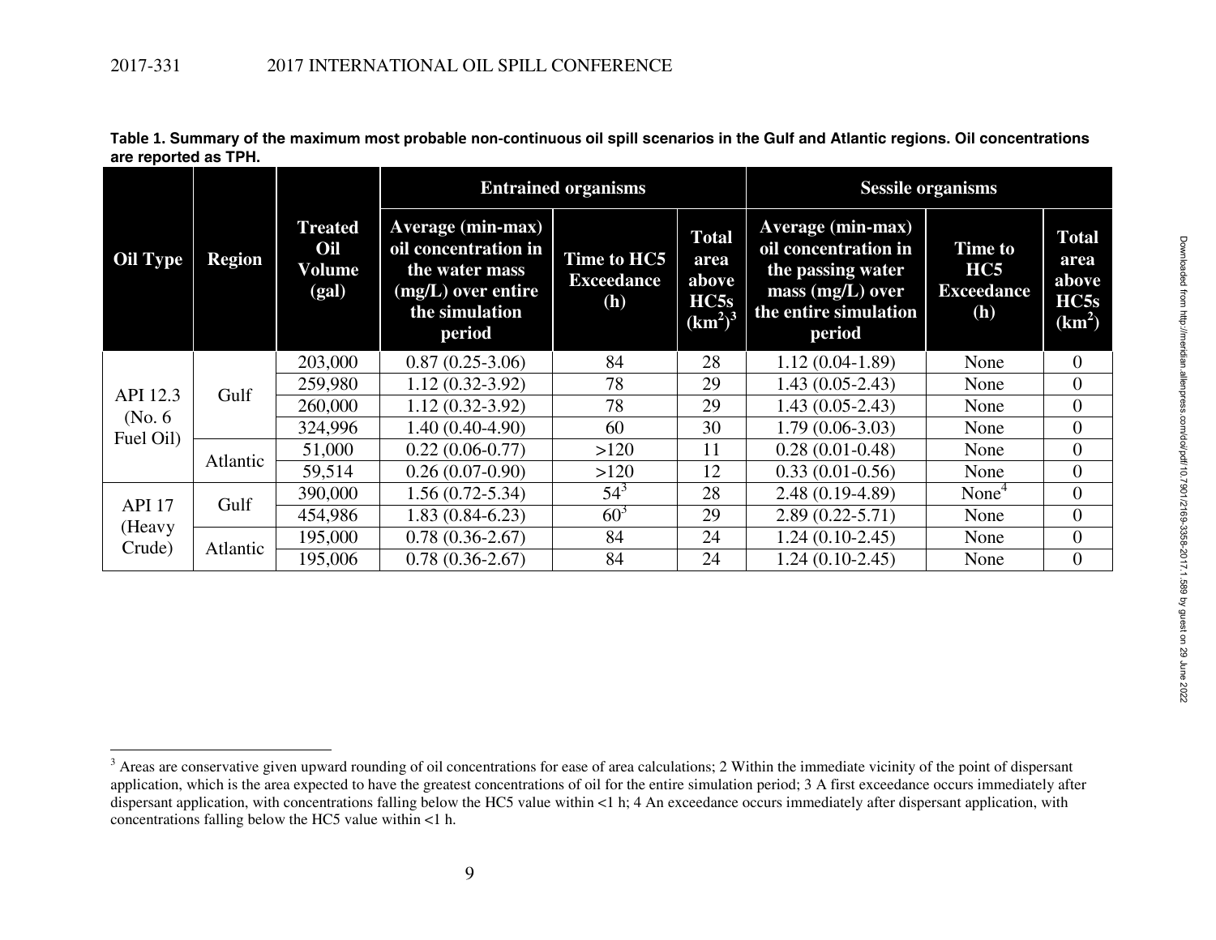**Table 1. Summary of the maximum most probable non-continuous oil spill scenarios in the Gulf and Atlantic regions. Oil concentrations are reported as TPH.**

| Oil Type | Region | Treated Oil Volume (gal) | Entrained organisms | | | Sessile organisms | | |
|---|---|---|---|---|---|---|---|---|
| | | | Average (min-max) oil concentration in the water mass (mg/L) over entire the simulation period | Time to HC5 Exceedance (h) | Total area above HC5s ($km^2$)[3] | Average (min-max) oil concentration in the passing water mass (mg/L) over the entire simulation period | Time to HC5 Exceedance (h) | Total area above HC5s ($km^2$) |
| API 12.3 (No. 6 Fuel Oil) | Gulf | 203,000 | 0.87 (0.25-3.06) | 84 | 28 | 1.12 (0.04-1.89) | None | 0 |
| | | 259,980 | 1.12 (0.32-3.92) | 78 | 29 | 1.43 (0.05-2.43) | None | 0 |
| | | 260,000 | 1.12 (0.32-3.92) | 78 | 29 | 1.43 (0.05-2.43) | None | 0 |
| | | 324,996 | 1.40 (0.40-4.90) | 60 | 30 | 1.79 (0.06-3.03) | None | 0 |
| | Atlantic | 51,000 | 0.22 (0.06-0.77) | >120 | 11 | 0.28 (0.01-0.48) | None | 0 |
| | | 59,514 | 0.26 (0.07-0.90) | >120 | 12 | 0.33 (0.01-0.56) | None | 0 |
| API 17 (Heavy Crude) | Gulf | 390,000 | 1.56 (0.72-5.34) | 54[3] | 28 | 2.48 (0.19-4.89) | None[4] | 0 |
| | | 454,986 | 1.83 (0.84-6.23) | 60[3] | 29 | 2.89 (0.22-5.71) | None | 0 |
| | Atlantic | 195,000 | 0.78 (0.36-2.67) | 84 | 24 | 1.24 (0.10-2.45) | None | 0 |
| | | 195,006 | 0.78 (0.36-2.67) | 84 | 24 | 1.24 (0.10-2.45) | None | 0 |

[3] Areas are conservative given upward rounding of oil concentrations for ease of area calculations; 2 Within the immediate vicinity of the point of dispersant application, which is the area expected to have the greatest concentrations of oil for the entire simulation period; 3 A first exceedance occurs immediately after dispersant application, with concentrations falling below the HC5 value within <1 h; 4 An exceedance occurs immediately after dispersant application, with concentrations falling below the HC5 value within <1 h.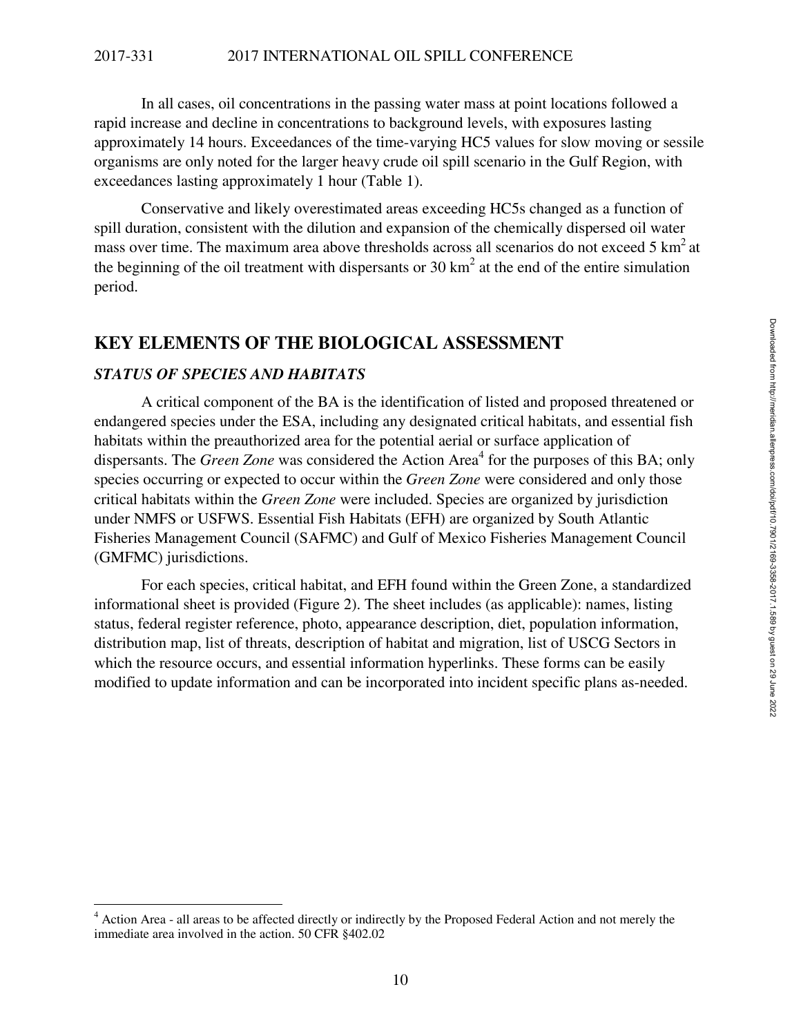In all cases, oil concentrations in the passing water mass at point locations followed a rapid increase and decline in concentrations to background levels, with exposures lasting approximately 14 hours. Exceedances of the time-varying HC5 values for slow moving or sessile organisms are only noted for the larger heavy crude oil spill scenario in the Gulf Region, with exceedances lasting approximately 1 hour (Table 1).

Conservative and likely overestimated areas exceeding HC5s changed as a function of spill duration, consistent with the dilution and expansion of the chemically dispersed oil water mass over time. The maximum area above thresholds across all scenarios do not exceed 5 $km^2$ at the beginning of the oil treatment with dispersants or 30 $km^2$ at the end of the entire simulation period.

## KEY ELEMENTS OF THE BIOLOGICAL ASSESSMENT

### *STATUS OF SPECIES AND HABITATS*

A critical component of the BA is the identification of listed and proposed threatened or endangered species under the ESA, including any designated critical habitats, and essential fish habitats within the preauthorized area for the potential aerial or surface application of dispersants. The *Green Zone* was considered the Action Area[4] for the purposes of this BA; only species occurring or expected to occur within the *Green Zone* were considered and only those critical habitats within the *Green Zone* were included. Species are organized by jurisdiction under NMFS or USFWS. Essential Fish Habitats (EFH) are organized by South Atlantic Fisheries Management Council (SAFMC) and Gulf of Mexico Fisheries Management Council (GMFMC) jurisdictions.

For each species, critical habitat, and EFH found within the Green Zone, a standardized informational sheet is provided (Figure 2). The sheet includes (as applicable): names, listing status, federal register reference, photo, appearance description, diet, population information, distribution map, list of threats, description of habitat and migration, list of USCG Sectors in which the resource occurs, and essential information hyperlinks. These forms can be easily modified to update information and can be incorporated into incident specific plans as-needed.

---

[4] Action Area - all areas to be affected directly or indirectly by the Proposed Federal Action and not merely the immediate area involved in the action. 50 CFR §402.02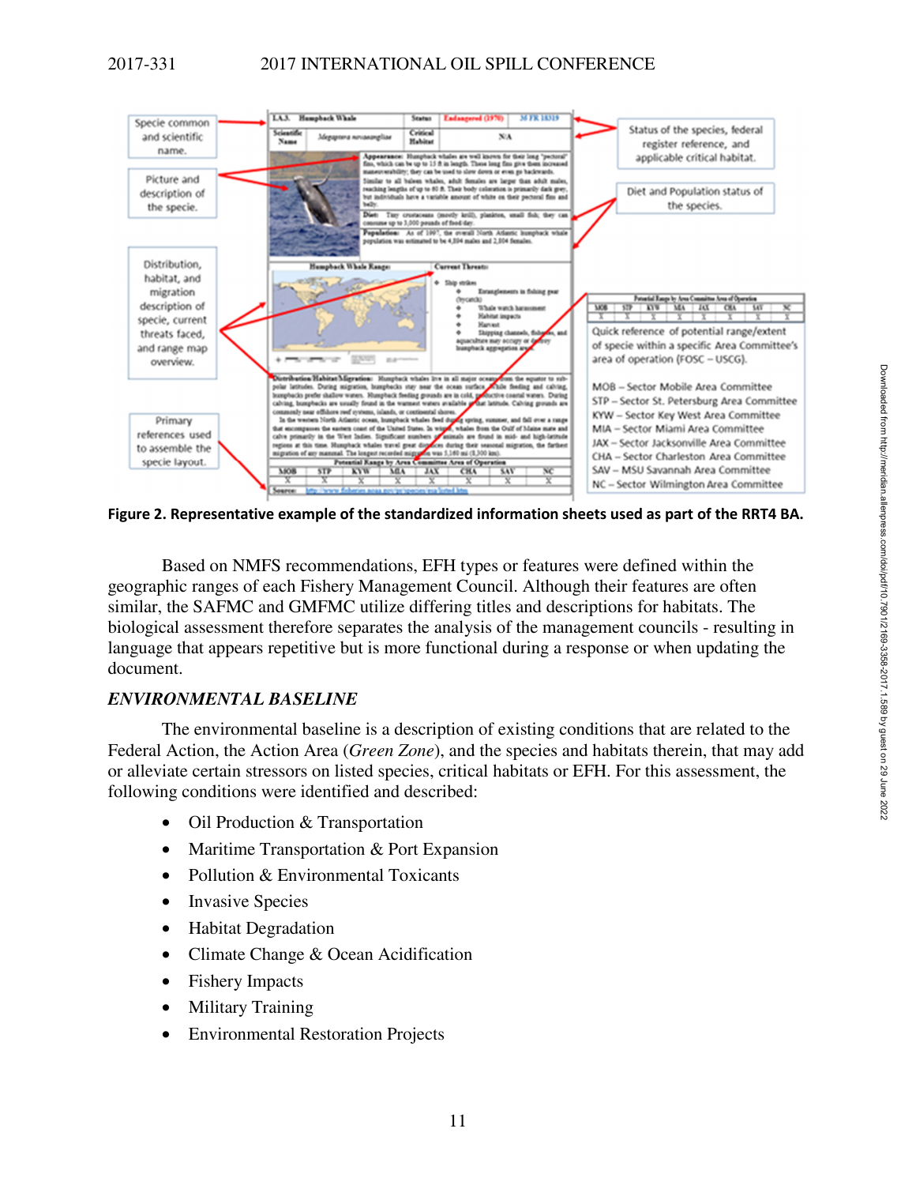**Figure 2. Representative example of the standardized information sheets used as part of the RRT4 BA.**

Based on NMFS recommendations, EFH types or features were defined within the geographic ranges of each Fishery Management Council. Although their features are often similar, the SAFMC and GMFMC utilize differing titles and descriptions for habitats. The biological assessment therefore separates the analysis of the management councils - resulting in language that appears repetitive but is more functional during a response or when updating the document.

### *ENVIRONMENTAL BASELINE*

The environmental baseline is a description of existing conditions that are related to the Federal Action, the Action Area (*Green Zone*), and the species and habitats therein, that may add or alleviate certain stressors on listed species, critical habitats or EFH. For this assessment, the following conditions were identified and described:

- Oil Production & Transportation
- Maritime Transportation & Port Expansion
- Pollution & Environmental Toxicants
- Invasive Species
- Habitat Degradation
- Climate Change & Ocean Acidification
- Fishery Impacts
- Military Training
- Environmental Restoration Projects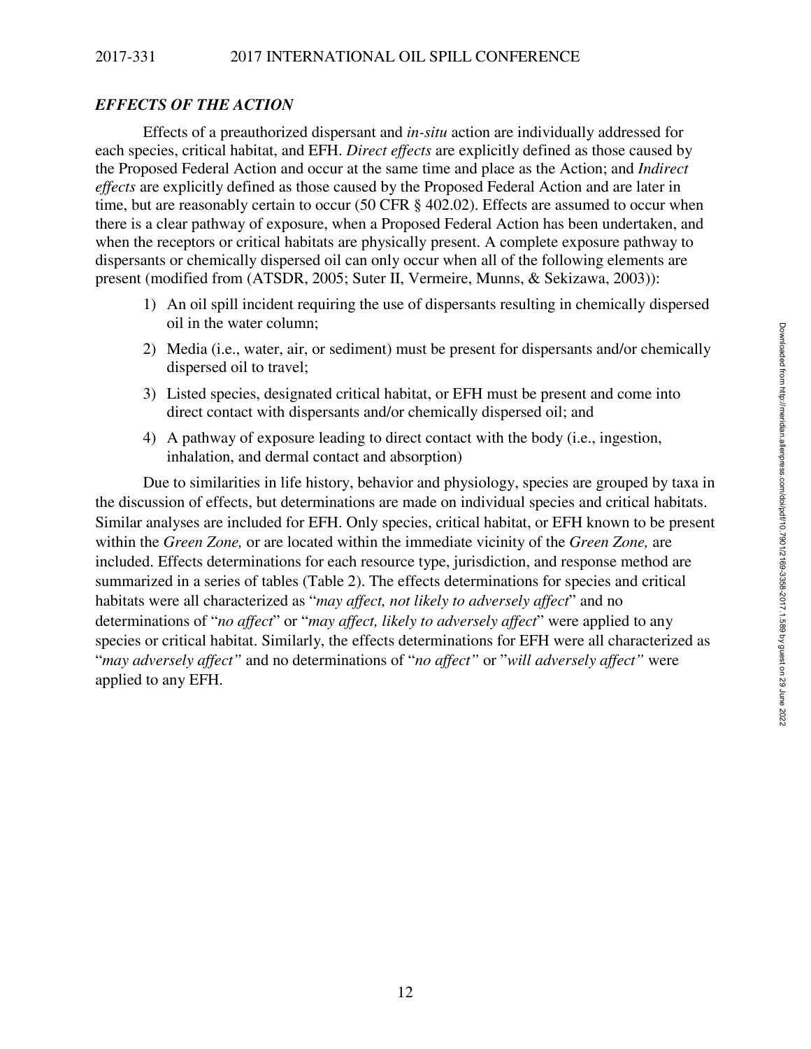### *EFFECTS OF THE ACTION*

Effects of a preauthorized dispersant and *in-situ* action are individually addressed for each species, critical habitat, and EFH. *Direct effects* are explicitly defined as those caused by the Proposed Federal Action and occur at the same time and place as the Action; and *Indirect effects* are explicitly defined as those caused by the Proposed Federal Action and are later in time, but are reasonably certain to occur (50 CFR § 402.02). Effects are assumed to occur when there is a clear pathway of exposure, when a Proposed Federal Action has been undertaken, and when the receptors or critical habitats are physically present. A complete exposure pathway to dispersants or chemically dispersed oil can only occur when all of the following elements are present (modified from (ATSDR, 2005; Suter II, Vermeire, Munns, & Sekizawa, 2003)):

1) An oil spill incident requiring the use of dispersants resulting in chemically dispersed oil in the water column;
2) Media (i.e., water, air, or sediment) must be present for dispersants and/or chemically dispersed oil to travel;
3) Listed species, designated critical habitat, or EFH must be present and come into direct contact with dispersants and/or chemically dispersed oil; and
4) A pathway of exposure leading to direct contact with the body (i.e., ingestion, inhalation, and dermal contact and absorption)

Due to similarities in life history, behavior and physiology, species are grouped by taxa in the discussion of effects, but determinations are made on individual species and critical habitats. Similar analyses are included for EFH. Only species, critical habitat, or EFH known to be present within the *Green Zone,* or are located within the immediate vicinity of the *Green Zone,* are included. Effects determinations for each resource type, jurisdiction, and response method are summarized in a series of tables (Table 2). The effects determinations for species and critical habitats were all characterized as "*may affect, not likely to adversely affect*" and no determinations of "*no affect*" or "*may affect, likely to adversely affect*" were applied to any species or critical habitat. Similarly, the effects determinations for EFH were all characterized as "*may adversely affect"* and no determinations of "*no affect"* or "*will adversely affect"* were applied to any EFH.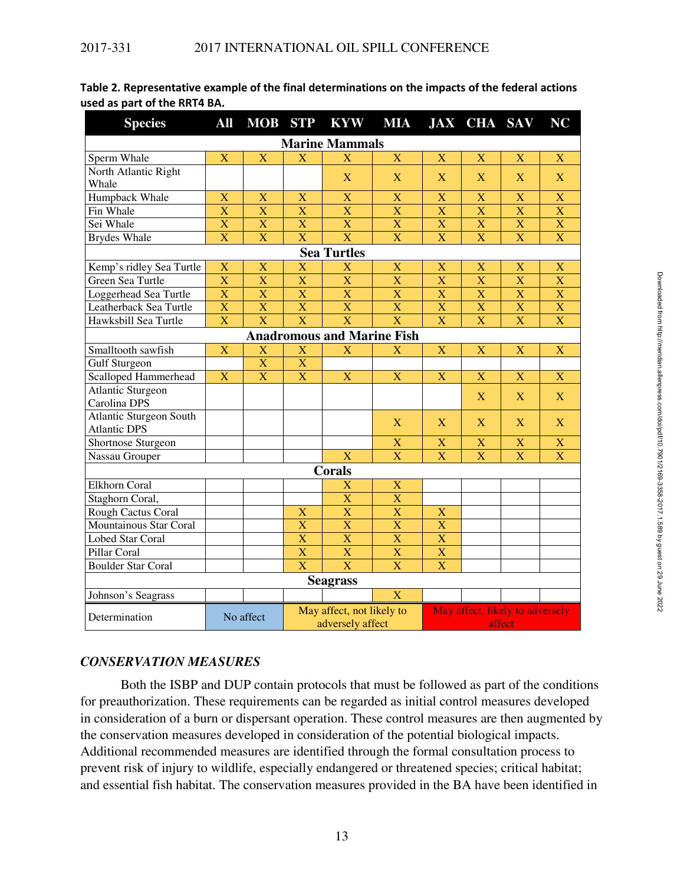**Table 2. Representative example of the final determinations on the impacts of the federal actions used as part of the RRT4 BA.**

| Species | All | MOB | STP | KYW | MIA | JAX | CHA | SAV | NC |
|---|---|---|---|---|---|---|---|---|---|
| **Marine Mammals** | | | | | | | | | |
| Sperm Whale | X | X | X | X | X | X | X | X | X |
| North Atlantic Right Whale | | | | X | X | X | X | X | X |
| Humpback Whale | X | X | X | X | X | X | X | X | X |
| Fin Whale | X | X | X | X | X | X | X | X | X |
| Sei Whale | X | X | X | X | X | X | X | X | X |
| Brydes Whale | X | X | X | X | X | X | X | X | X |
| **Sea Turtles** | | | | | | | | | |
| Kemp's ridley Sea Turtle | X | X | X | X | X | X | X | X | X |
| Green Sea Turtle | X | X | X | X | X | X | X | X | X |
| Loggerhead Sea Turtle | X | X | X | X | X | X | X | X | X |
| Leatherback Sea Turtle | X | X | X | X | X | X | X | X | X |
| Hawksbill Sea Turtle | X | X | X | X | X | X | X | X | X |
| **Anadromous and Marine Fish** | | | | | | | | | |
| Smalltooth sawfish | X | X | X | X | X | X | X | X | X |
| Gulf Sturgeon | | X | X | | | | | | |
| Scalloped Hammerhead | X | X | X | X | X | X | X | X | X |
| Atlantic Sturgeon Carolina DPS | | | | | | | X | X | X |
| Atlantic Sturgeon South Atlantic DPS | | | | | X | X | X | X | X |
| Shortnose Sturgeon | | | | | X | X | X | X | X |
| Nassau Grouper | | | | X | X | X | X | X | X |
| **Corals** | | | | | | | | | |
| Elkhorn Coral | | | | X | X | | | | |
| Staghorn Coral, | | | | X | X | | | | |
| Rough Cactus Coral | | | X | X | X | X | | | |
| Mountainous Star Coral | | | X | X | X | X | | | |
| Lobed Star Coral | | | X | X | X | X | | | |
| Pillar Coral | | | X | X | X | X | | | |
| Boulder Star Coral | | | X | X | X | X | | | |
| **Seagrass** | | | | | | | | | |
| Johnson's Seagrass | | | | | X | | | | |
| Determination | No affect | | May affect, not likely to adversely affect | | | May affect, likely to adversely affect | | | |

### *CONSERVATION MEASURES*

Both the ISBP and DUP contain protocols that must be followed as part of the conditions for preauthorization. These requirements can be regarded as initial control measures developed in consideration of a burn or dispersant operation. These control measures are then augmented by the conservation measures developed in consideration of the potential biological impacts. Additional recommended measures are identified through the formal consultation process to prevent risk of injury to wildlife, especially endangered or threatened species; critical habitat; and essential fish habitat. The conservation measures provided in the BA have been identified in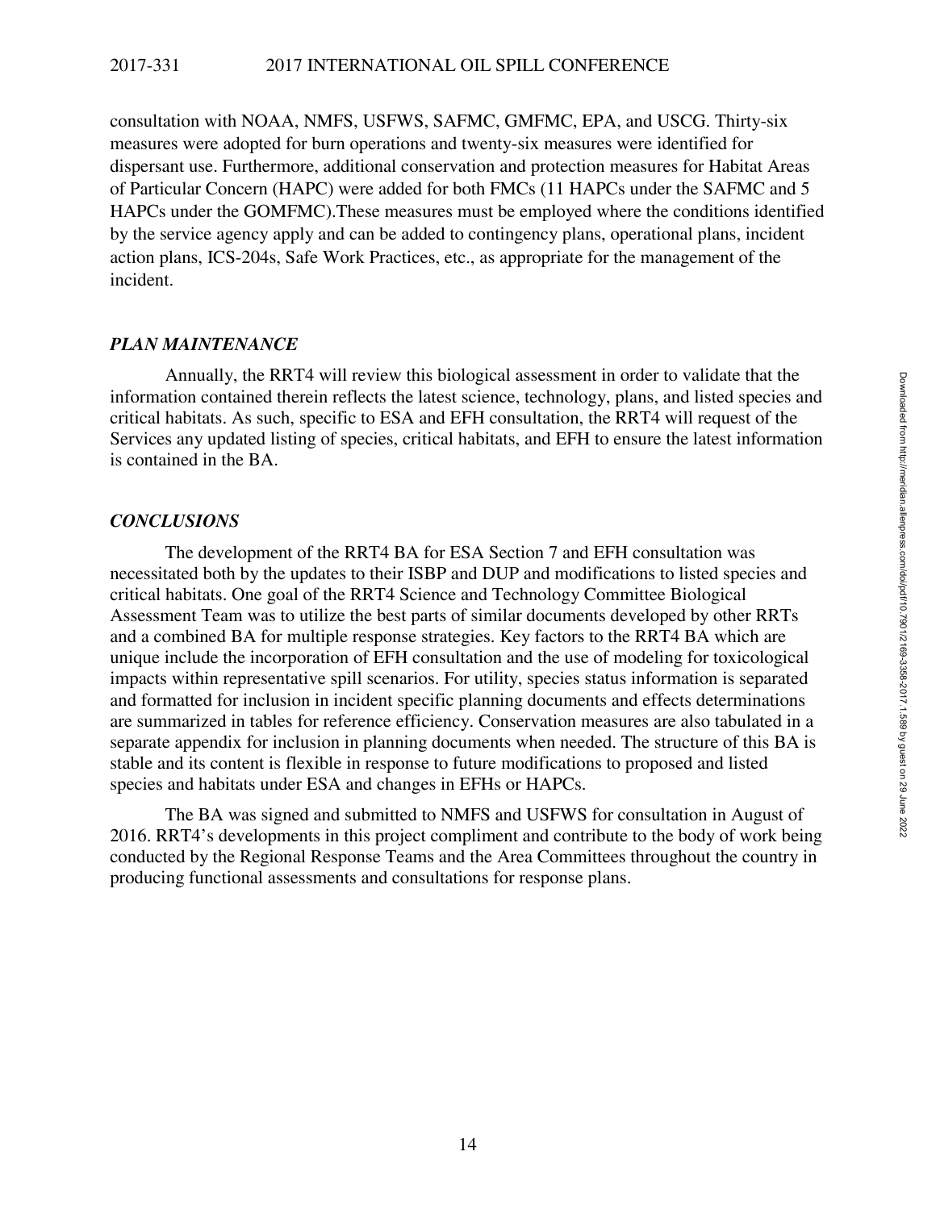consultation with NOAA, NMFS, USFWS, SAFMC, GMFMC, EPA, and USCG. Thirty-six measures were adopted for burn operations and twenty-six measures were identified for dispersant use. Furthermore, additional conservation and protection measures for Habitat Areas of Particular Concern (HAPC) were added for both FMCs (11 HAPCs under the SAFMC and 5 HAPCs under the GOMFMC).These measures must be employed where the conditions identified by the service agency apply and can be added to contingency plans, operational plans, incident action plans, ICS-204s, Safe Work Practices, etc., as appropriate for the management of the incident.

### *PLAN MAINTENANCE*

Annually, the RRT4 will review this biological assessment in order to validate that the information contained therein reflects the latest science, technology, plans, and listed species and critical habitats. As such, specific to ESA and EFH consultation, the RRT4 will request of the Services any updated listing of species, critical habitats, and EFH to ensure the latest information is contained in the BA.

### *CONCLUSIONS*

The development of the RRT4 BA for ESA Section 7 and EFH consultation was necessitated both by the updates to their ISBP and DUP and modifications to listed species and critical habitats. One goal of the RRT4 Science and Technology Committee Biological Assessment Team was to utilize the best parts of similar documents developed by other RRTs and a combined BA for multiple response strategies. Key factors to the RRT4 BA which are unique include the incorporation of EFH consultation and the use of modeling for toxicological impacts within representative spill scenarios. For utility, species status information is separated and formatted for inclusion in incident specific planning documents and effects determinations are summarized in tables for reference efficiency. Conservation measures are also tabulated in a separate appendix for inclusion in planning documents when needed. The structure of this BA is stable and its content is flexible in response to future modifications to proposed and listed species and habitats under ESA and changes in EFHs or HAPCs.

The BA was signed and submitted to NMFS and USFWS for consultation in August of 2016. RRT4's developments in this project compliment and contribute to the body of work being conducted by the Regional Response Teams and the Area Committees throughout the country in producing functional assessments and consultations for response plans.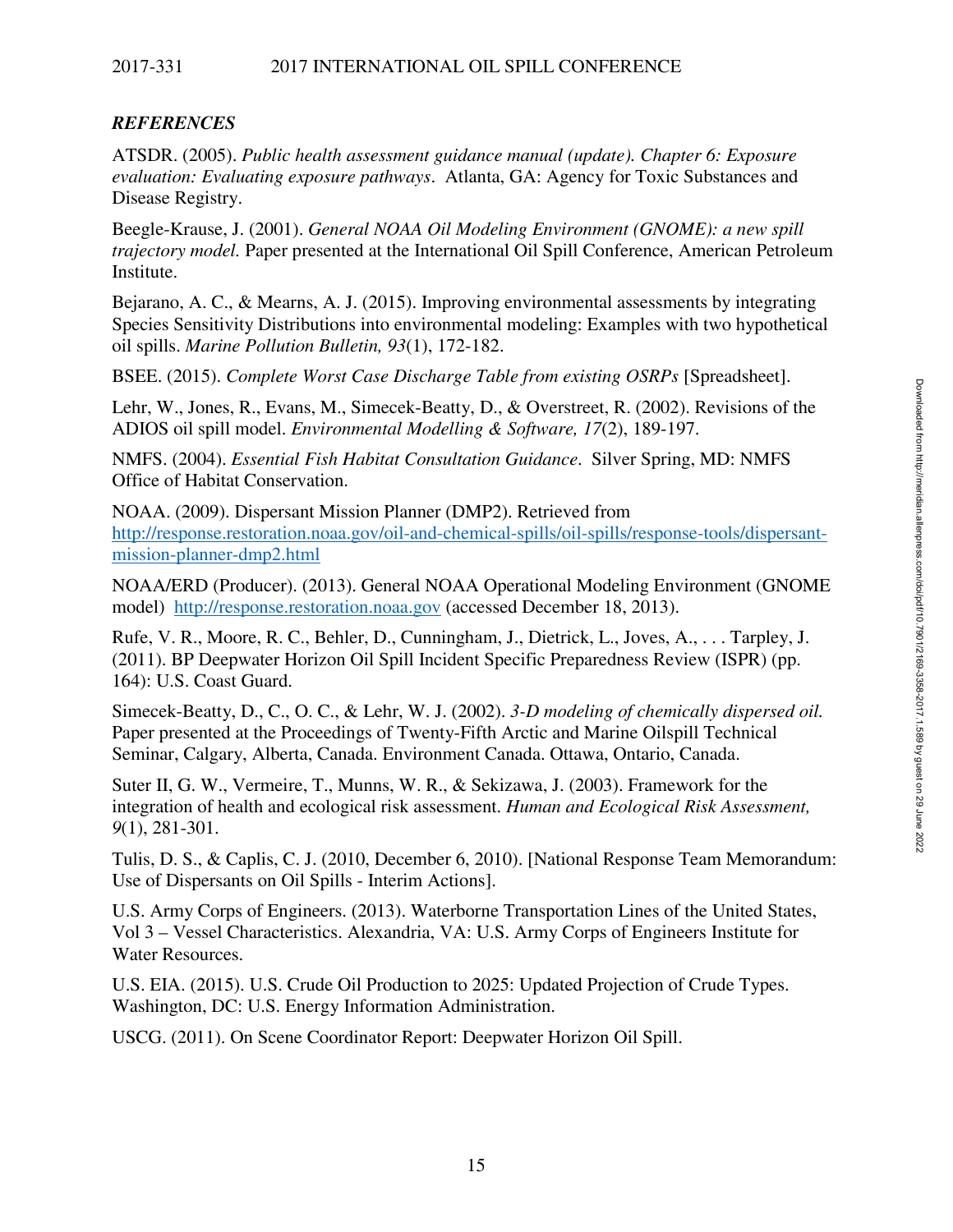## *REFERENCES*

ATSDR. (2005). *Public health assessment guidance manual (update). Chapter 6: Exposure evaluation: Evaluating exposure pathways*. Atlanta, GA: Agency for Toxic Substances and Disease Registry.

Beegle-Krause, J. (2001). *General NOAA Oil Modeling Environment (GNOME): a new spill trajectory model.* Paper presented at the International Oil Spill Conference, American Petroleum Institute.

Bejarano, A. C., & Mearns, A. J. (2015). Improving environmental assessments by integrating Species Sensitivity Distributions into environmental modeling: Examples with two hypothetical oil spills. *Marine Pollution Bulletin, 93*(1), 172-182.

BSEE. (2015). *Complete Worst Case Discharge Table from existing OSRPs* [Spreadsheet].

Lehr, W., Jones, R., Evans, M., Simecek-Beatty, D., & Overstreet, R. (2002). Revisions of the ADIOS oil spill model. *Environmental Modelling & Software, 17*(2), 189-197.

NMFS. (2004). *Essential Fish Habitat Consultation Guidance*. Silver Spring, MD: NMFS Office of Habitat Conservation.

NOAA. (2009). Dispersant Mission Planner (DMP2). Retrieved from http://response.restoration.noaa.gov/oil-and-chemical-spills/oil-spills/response-tools/dispersant-mission-planner-dmp2.html

NOAA/ERD (Producer). (2013). General NOAA Operational Modeling Environment (GNOME model) http://response.restoration.noaa.gov (accessed December 18, 2013).

Rufe, V. R., Moore, R. C., Behler, D., Cunningham, J., Dietrick, L., Joves, A., . . . Tarpley, J. (2011). BP Deepwater Horizon Oil Spill Incident Specific Preparedness Review (ISPR) (pp. 164): U.S. Coast Guard.

Simecek-Beatty, D., C., O. C., & Lehr, W. J. (2002). *3-D modeling of chemically dispersed oil.* Paper presented at the Proceedings of Twenty-Fifth Arctic and Marine Oilspill Technical Seminar, Calgary, Alberta, Canada. Environment Canada. Ottawa, Ontario, Canada.

Suter II, G. W., Vermeire, T., Munns, W. R., & Sekizawa, J. (2003). Framework for the integration of health and ecological risk assessment. *Human and Ecological Risk Assessment, 9*(1), 281-301.

Tulis, D. S., & Caplis, C. J. (2010, December 6, 2010). [National Response Team Memorandum: Use of Dispersants on Oil Spills - Interim Actions].

U.S. Army Corps of Engineers. (2013). Waterborne Transportation Lines of the United States, Vol 3 – Vessel Characteristics. Alexandria, VA: U.S. Army Corps of Engineers Institute for Water Resources.

U.S. EIA. (2015). U.S. Crude Oil Production to 2025: Updated Projection of Crude Types. Washington, DC: U.S. Energy Information Administration.

USCG. (2011). On Scene Coordinator Report: Deepwater Horizon Oil Spill.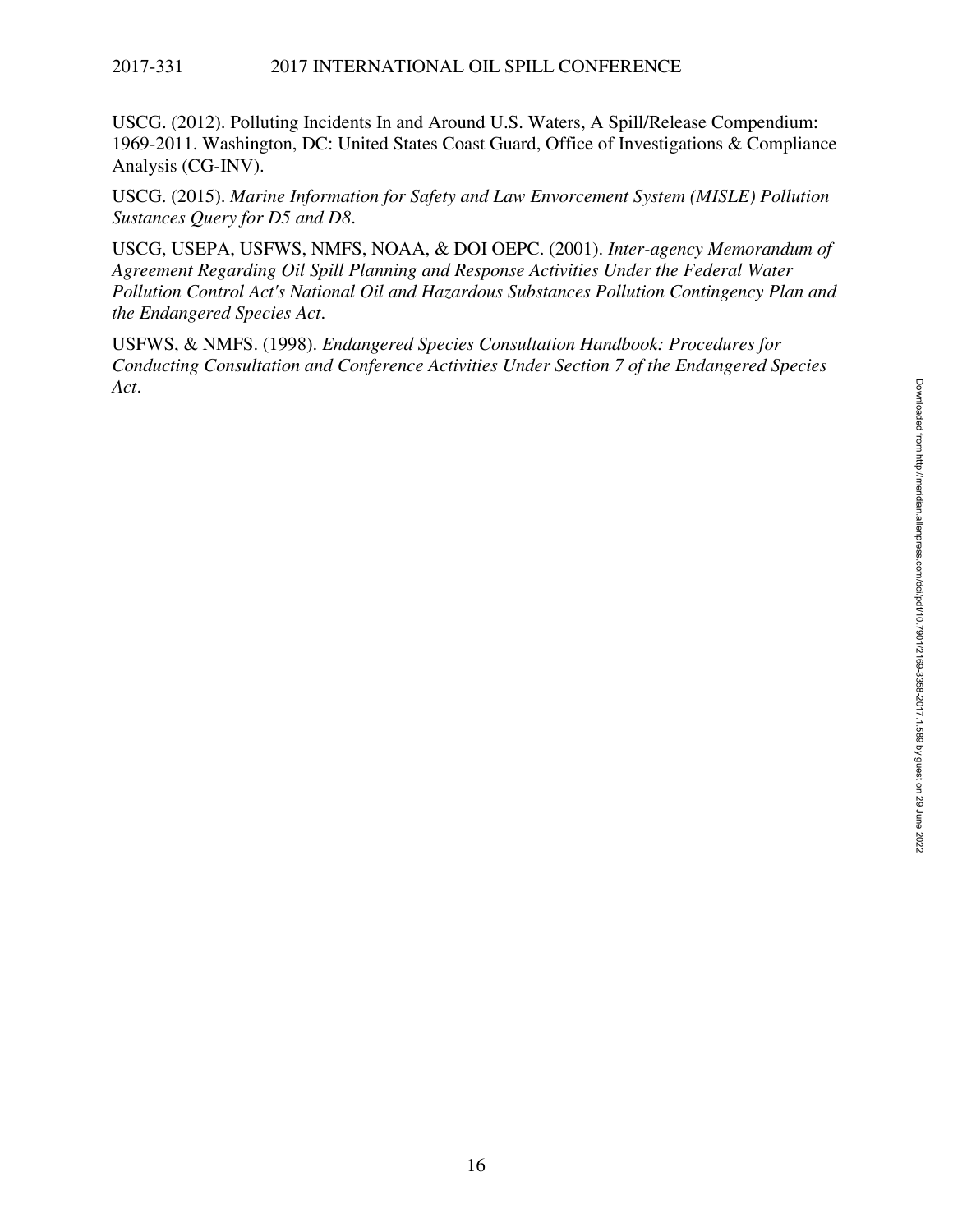USCG. (2012). Polluting Incidents In and Around U.S. Waters, A Spill/Release Compendium: 1969-2011. Washington, DC: United States Coast Guard, Office of Investigations & Compliance Analysis (CG-INV).

USCG. (2015). *Marine Information for Safety and Law Envorcement System (MISLE) Pollution Sustances Query for D5 and D8*.

USCG, USEPA, USFWS, NMFS, NOAA, & DOI OEPC. (2001). *Inter-agency Memorandum of Agreement Regarding Oil Spill Planning and Response Activities Under the Federal Water Pollution Control Act's National Oil and Hazardous Substances Pollution Contingency Plan and the Endangered Species Act*.

USFWS, & NMFS. (1998). *Endangered Species Consultation Handbook: Procedures for Conducting Consultation and Conference Activities Under Section 7 of the Endangered Species Act*.